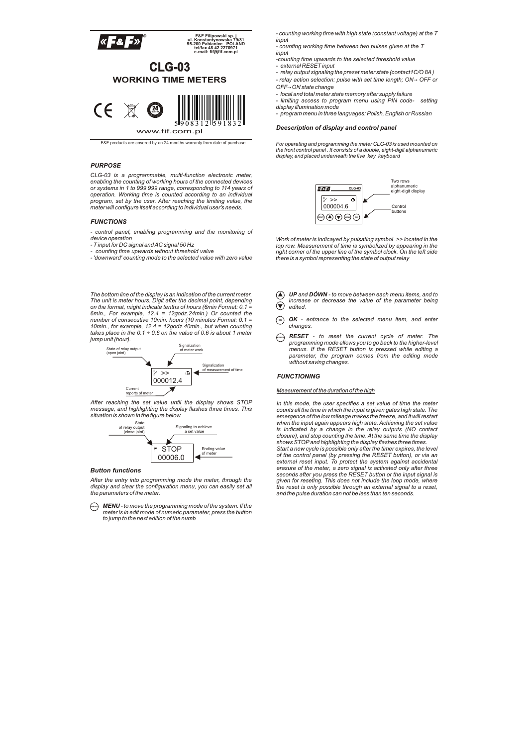F&F Filipowski sp. j
ul. Konstantynowska 79/81
95-200 Pabianice POLAND
tel/fax 48 42 2270971
e-mail: fif@fif.com.pl

# CLG-03

## WORKING TIME METERS

www.fif.com.pl

F&F products are covered by an 24 months warranty from date of purchase

### PURPOSE

*CLG-03 is a programmable, multi-function electronic meter, enabling the counting of working hours of the connected devices or systems in 1 to 999 999 range, corresponding to 114 years of operation. Working time is counted according to an individual program, set by the user. After reaching the limiting value, the meter will configure itself according to individual user's needs.*

### FUNCTIONS

- *control panel, enabling programming and the monitoring of device operation*
- *T input for DC signal and AC signal 50 Hz*
- *counting time upwards without threshold value*
- *'downward' counting mode to the selected value with zero value*
- *counting working time with high state (constant voltage) at the T input*
- *counting working time between two pulses given at the T input*
- *counting time upwards to the selected threshold value*
- *external RESET input*
- *relay output signaling the preset meter state (contact1C/O 8A)*
- *relay action selection: pulse with set time length; ON→ OFF or OFF→ON state change*
- *local and total meter state memory after supply failure*
- *limiting access to program menu using PIN code- setting display illumination mode*
- *program menu in three languages: Polish, English or Russian*

### Deescription of display and control panel

*For operating and programming the meter CLG-03 is used mounted on the front control panel . It consists of a double, eight-digit alphanumeric display, and placed underneath the five key keyboard*

CLG-03
>>
000004.6

Two rows alphanumeric eight-digit display

Control buttons

*Work of meter is indicayed by pulsating symbol >> located in the top row. Measurement of time is symbolized by appearing in the right corner of the upper line of the symbol clock. On the left side there is a symbol representing the state of output relay*

*The bottom line of the display is an indication of the current meter. The unit is meter hours. Digit after the decimal point, depending on the format, might indicate tenths of hours (6min Format: 0.1 = 6min., For example, 12.4 = 12godz.24min.) Or counted the number of consecutive 10min. hours (10 minutes Format: 0.1 = 10min., for example, 12.4 = 12godz.40min., but when counting takes place in the 0.1 ÷ 0.6 on the value of 0.6 is about 1 meter jump unit (hour).*

State of relay output (open joint)
Signalization of meter work
Signalization of measurement of time
>>
000012.4
Current reports of meter

*After reaching the set value until the display shows STOP message, and highlighting the display flashes three times. This situation is shown in the figure below.*

State of relay output (close joint)
Signaling to achieve a set value
STOP
00006.0
Ending value of meter

### Button functions

*After the entry into programming mode the meter, through the display and clear the configuration menu, you can easily set all the parameters of the meter.*

***MENU*** *- to move the programming mode of the system. If the meter is in edit mode of numeric parameter, press the button to jump to the next edition of the numb*

***UP*** *and* ***DÓWN*** *- to move between each menu items, and to increase or decrease the value of the parameter being edited.*

***OK*** *- entrance to the selected menu item, and enter changes.*

***RESET*** *- to reset the current cycle of meter. The programming mode allows you to go back to the higher-level menus. If the RESET button is pressed while editing a parameter, the program comes from the editing mode without saving changes.*

### FUNCTIONING

*Measurement of the duration of the high*

*In this mode, the user specifies a set value of time the meter counts all the time in which the input is given gates high state. The emergence of the low mileage makes the freeze, and it will restart when the input again appears high state. Achieving the set value is indicated by a change in the relay outputs (NO contact closure), and stop counting the time. At the same time the display shows STOP and highlighting the display flashes three times.*
*Start a new cycle is possible only after the timer expires, the level of the control panel (by pressing the RESET button), or via an external reset input. To protect the system against accidental erasure of the meter, a zero signal is activated only after three seconds after you press the RESET button or the input signal is given for reseting. This does not include the loop mode, where the reset is only possible through an external signal to a reset, and the pulse duration can not be less than ten seconds.*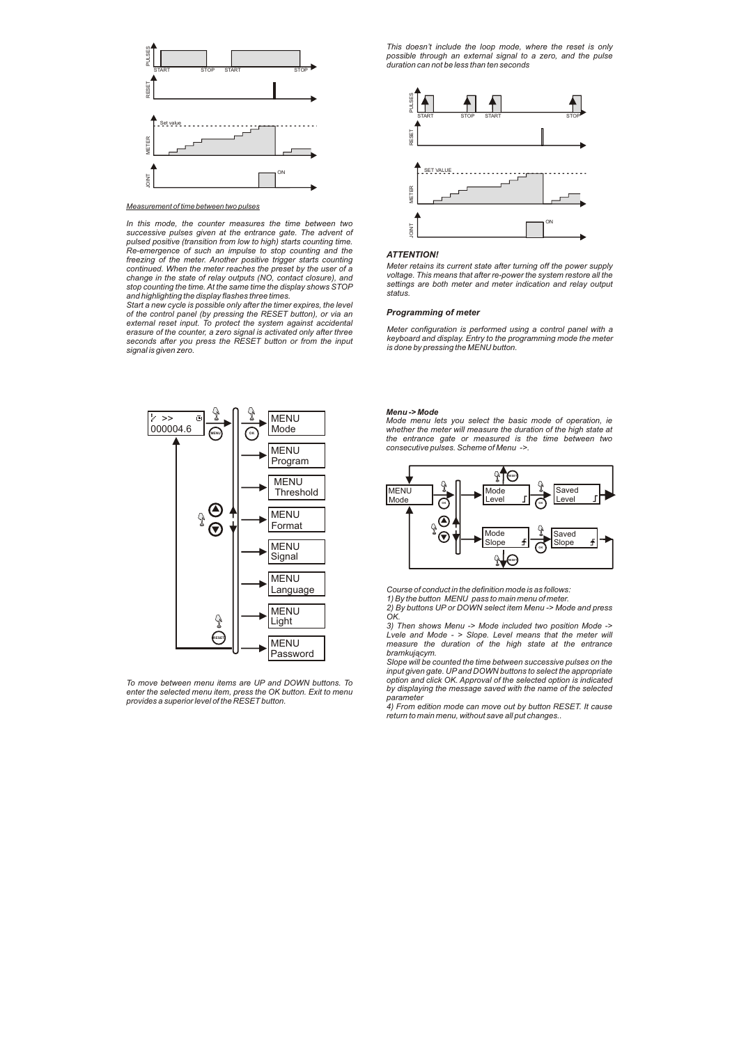*Measurement of time between two pulses*

*In this mode, the counter measures the time between two successive pulses given at the entrance gate. The advent of pulsed positive (transition from low to high) starts counting time. Re-emergence of such an impulse to stop counting and the freezing of the meter. Another positive trigger starts counting continued. When the meter reaches the preset by the user of a change in the state of relay outputs (NO, contact closure), and stop counting the time. At the same time the display shows STOP and highlighting the display flashes three times.*

*Start a new cycle is possible only after the timer expires, the level of the control panel (by pressing the RESET button), or via an external reset input. To protect the system against accidental erasure of the counter, a zero signal is activated only after three seconds after you press the RESET button or from the input signal is given zero.*

*This doesn't include the loop mode, where the reset is only possible through an external signal to a zero, and the pulse duration can not be less than ten seconds*

### *ATTENTION!*

*Meter retains its current state after turning off the power supply voltage. This means that after re-power the system restore all the settings are both meter and meter indication and relay output status.*

### *Programming of meter*

*Meter configuration is performed using a control panel with a keyboard and display. Entry to the programming mode the meter is done by pressing the MENU button.*

*To move between menu items are UP and DOWN buttons. To enter the selected menu item, press the OK button. Exit to menu provides a superior level of the RESET button.*

***Menu -> Mode***

*Mode menu lets you select the basic mode of operation, ie whether the meter will measure the duration of the high state at the entrance gate or measured is the time between two consecutive pulses. Scheme of Menu ->.*

*Course of conduct in the definition mode is as follows:*

*1) By the button MENU pass to main menu of meter.*

*2) By buttons UP or DOWN select item Menu -> Mode and press OK.*

*3) Then shows Menu -> Mode included two position Mode -> Lvele and Mode - > Slope. Level means that the meter will measure the duration of the high state at the entrance bramkującym.*

*Slope will be counted the time between successive pulses on the input given gate. UP and DOWN buttons to select the appropriate option and click OK. Approval of the selected option is indicated by displaying the message saved with the name of the selected parameter*

*4) From edition mode can move out by button RESET. It cause return to main menu, without save all put changes..*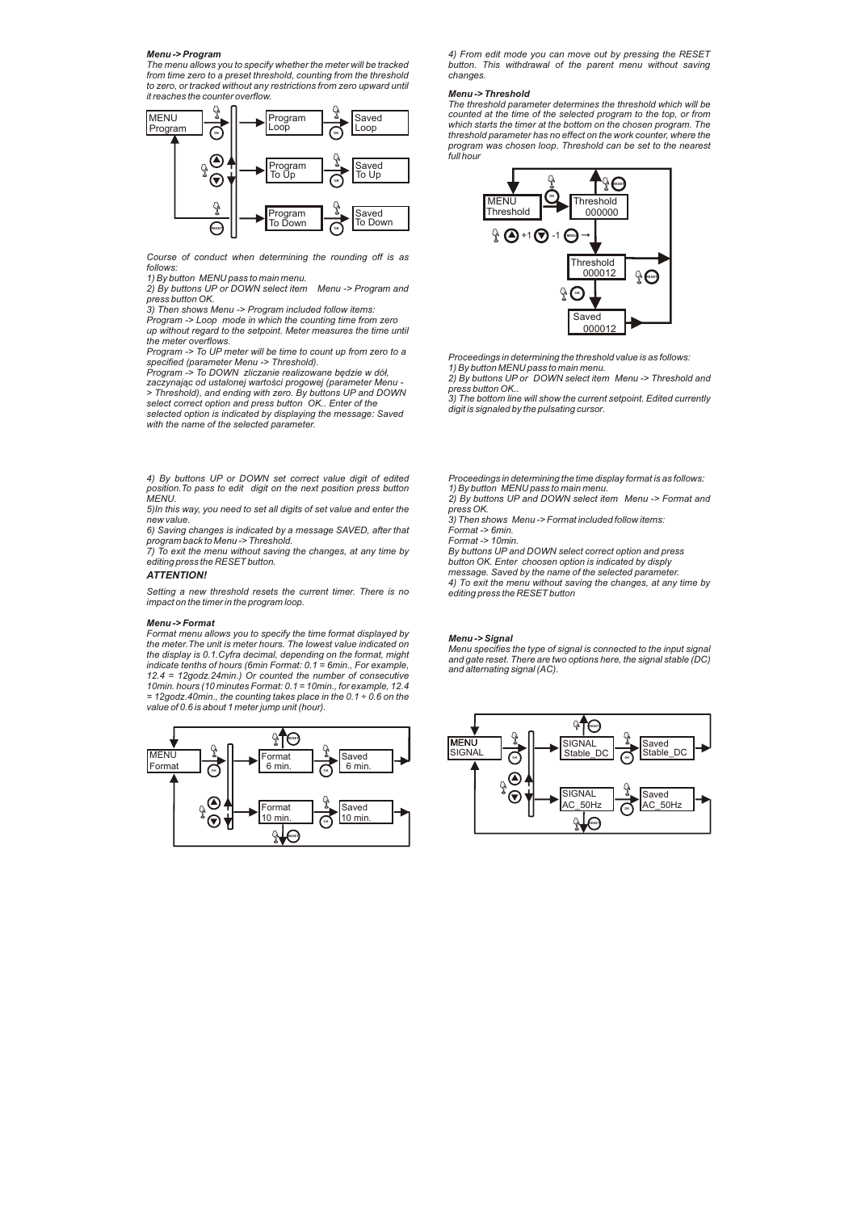***Menu -> Program***

*The menu allows you to specify whether the meter will be tracked from time zero to a preset threshold, counting from the threshold to zero, or tracked without any restrictions from zero upward until it reaches the counter overflow.*

*Course of conduct when determining the rounding off is as follows:*

*1) By button MENU pass to main menu.*

*2) By buttons UP or DOWN select item Menu -> Program and press button OK.*

*3) Then shows Menu -> Program included follow items:*

*Program -> Loop mode in which the counting time from zero up without regard to the setpoint. Meter measures the time until the meter overflows.*

*Program -> To UP meter will be time to count up from zero to a specified (parameter Menu -> Threshold).*

*Program -> To DOWN zliczanie realizowane będzie w dół, zaczynając od ustalonej wartości progowej (parameter Menu -> Threshold), and ending with zero. By buttons UP and DOWN select correct option and press button OK.. Enter of the selected option is indicated by displaying the message: Saved with the name of the selected parameter.*

*4) From edit mode you can move out by pressing the RESET button. This withdrawal of the parent menu without saving changes.*

***Menu -> Threshold***

*The threshold parameter determines the threshold which will be counted at the time of the selected program to the top, or from which starts the timer at the bottom on the chosen program. The threshold parameter has no effect on the work counter, where the program was chosen loop. Threshold can be set to the nearest full hour*

*Proceedings in determining the threshold value is as follows:*

*1) By button MENU pass to main menu.*

*2) By buttons UP or DOWN select item Menu -> Threshold and press button OK..*

*3) The bottom line will show the current setpoint. Edited currently digit is signaled by the pulsating cursor.*

*4) By buttons UP or DOWN set correct value digit of edited position.To pass to edit digit on the next position press button MENU.*

*5)In this way, you need to set all digits of set value and enter the new value.*

*6) Saving changes is indicated by a message SAVED, after that program back to Menu -> Threshold.*

*7) To exit the menu without saving the changes, at any time by editing press the RESET button.*

***ATTENTION!***

*Setting a new threshold resets the current timer. There is no impact on the timer in the program loop.*

***Menu -> Format***

*Format menu allows you to specify the time format displayed by the meter.The unit is meter hours. The lowest value indicated on the display is 0.1.Cyfra decimal, depending on the format, might indicate tenths of hours (6min Format: 0.1 = 6min., For example, 12.4 = 12godz.24min.) Or counted the number of consecutive 10min. hours (10 minutes Format: 0.1 = 10min., for example, 12.4 = 12godz.40min., the counting takes place in the 0.1 ÷ 0.6 on the value of 0.6 is about 1 meter jump unit (hour).*

*Proceedings in determining the time display format is as follows:*

*1) By button MENU pass to main menu.*

*2) By buttons UP and DOWN select item Menu -> Format and press OK.*

*3) Then shows Menu -> Format included follow items:*

*Format -> 6min.*

*Format -> 10min.*

*By buttons UP and DOWN select correct option and press button OK. Enter choosen option is indicated by disply message. Saved by the name of the selected parameter.*

*4) To exit the menu without saving the changes, at any time by editing press the RESET button*

***Menu -> Signal***

*Menu specifies the type of signal is connected to the input signal and gate reset. There are two options here, the signal stable (DC) and alternating signal (AC).*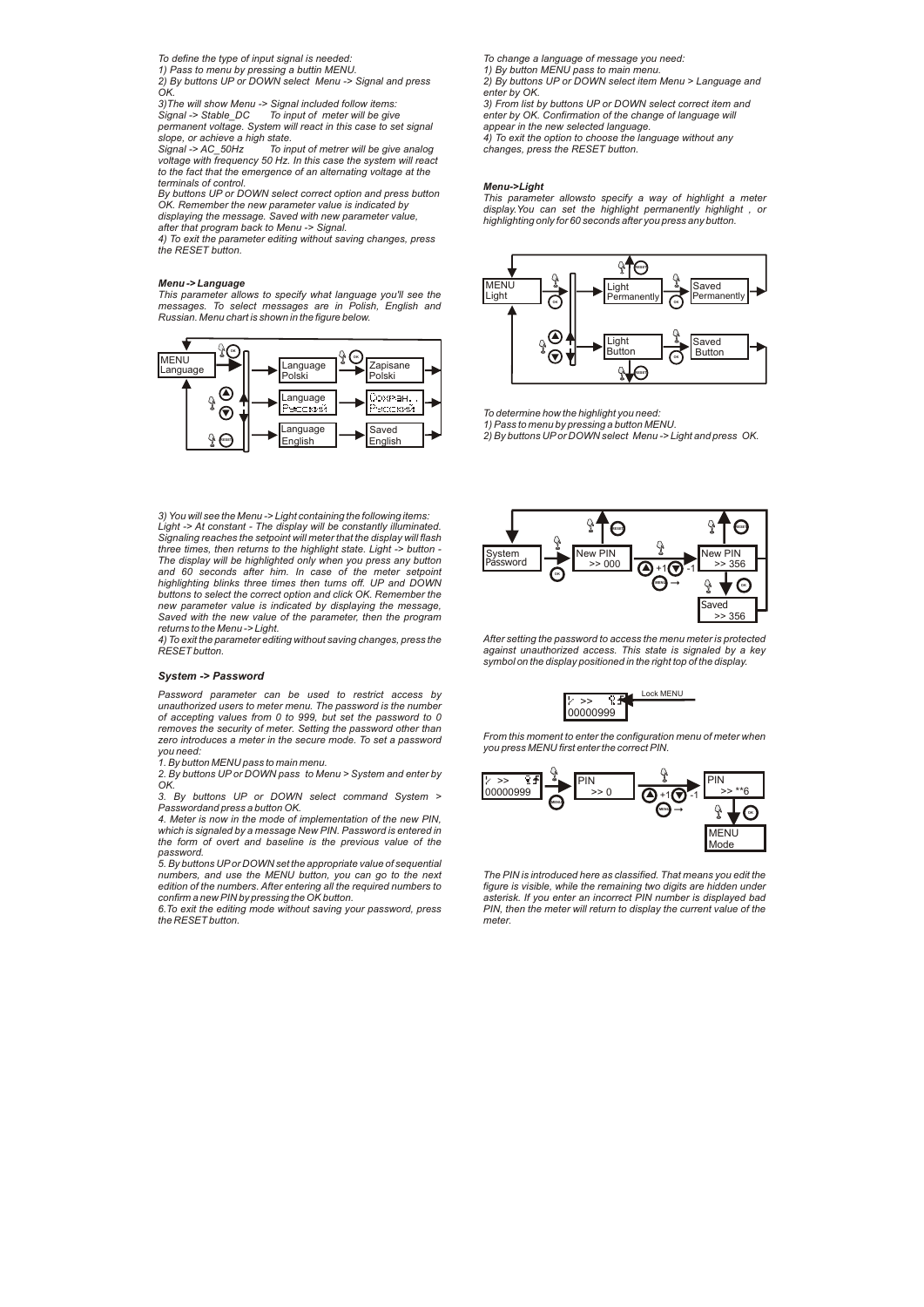To define the type of input signal is needed:
1) Pass to menu by pressing a buttin MENU.
2) By buttons UP or DOWN select Menu -> Signal and press OK.
3)The will show Menu -> Signal included follow items:
Signal -> Stable_DC To input of meter will be give permanent voltage. System will react in this case to set signal slope, or achieve a high state.
Signal -> AC_50Hz To input of metrer will be give analog voltage with frequency 50 Hz. In this case the system will react to the fact that the emergence of an alternating voltage at the terminals of control.
By buttons UP or DOWN select correct option and press button OK. Remember the new parameter value is indicated by displaying the message. Saved with new parameter value, after that program back to Menu -> Signal.
4) To exit the parameter editing without saving changes, press the RESET button.

**Menu -> Language**

This parameter allows to specify what language you'll see the messages. To select messages are in Polish, English and Russian. Menu chart is shown in the figure below.

MENU Language → Language Polski → Zapisane Polski; Language Русский → Сохран. Русский; Language English → Saved English

To change a language of message you need:
1) By button MENU pass to main menu.
2) By buttons UP or DOWN select item Menu > Language and enter by OK.
3) From list by buttons UP or DOWN select correct item and enter by OK. Confirmation of the change of language will appear in the new selected language.
4) To exit the option to choose the language without any changes, press the RESET button.

**Menu->Light**

This parameter allowsto specify a way of highlight a meter display.You can set the highlight permanently highlight , or highlighting only for 60 seconds after you press any button.

MENU Light → Light Permanently → Saved Permanently; Light Button → Saved Button

To determine how the highlight you need:
1) Pass to menu by pressing a button MENU.
2) By buttons UP or DOWN select Menu -> Light and press OK.
3) You will see the Menu -> Light containing the following items:
Light -> At constant - The display will be constantly illuminated. Signaling reaches the setpoint will meter that the display will flash three times, then returns to the highlight state. Light -> button - The display will be highlighted only when you press any button and 60 seconds after him. In case of the meter setpoint highlighting blinks three times then turns off. UP and DOWN buttons to select the correct option and click OK. Remember the new parameter value is indicated by displaying the message, Saved with the new value of the parameter, then the program returns to the Menu -> Light.
4) To exit the parameter editing without saving changes, press the RESET button.

### System -> Password

Password parameter can be used to restrict access by unauthorized users to meter menu. The password is the number of accepting values from 0 to 999, but set the password to 0 removes the security of meter. Setting the password other than zero introduces a meter in the secure mode. To set a password you need:
1. By button MENU pass to main menu.
2. By buttons UP or DOWN pass to Menu > System and enter by OK.
3. By buttons UP or DOWN select command System > Passwordand press a button OK.
4. Meter is now in the mode of implementation of the new PIN, which is signaled by a message New PIN. Password is entered in the form of overt and baseline is the previous value of the password.
5. By buttons UP or DOWN set the appropriate value of sequential numbers, and use the MENU button, you can go to the next edition of the numbers. After entering all the required numbers to confirm a new PIN by pressing the OK button.
6.To exit the editing mode without saving your password, press the RESET button.

System Password → New PIN >> 000 → (+1 / -1, MENU →) New PIN >> 356 → Saved >> 356

After setting the password to access the menu meter is protected against unauthorized access. This state is signaled by a key symbol on the display positioned in the right top of the display.

>> 00000999 — Lock MENU

From this moment to enter the configuration menu of meter when you press MENU first enter the correct PIN.

>> 00000999 → PIN >> 0 → (+1 / -1, MENU →) PIN >> **6 → MENU Mode

The PIN is introduced here as classified. That means you edit the figure is visible, while the remaining two digits are hidden under asterisk. If you enter an incorrect PIN number is displayed bad PIN, then the meter will return to display the current value of the meter.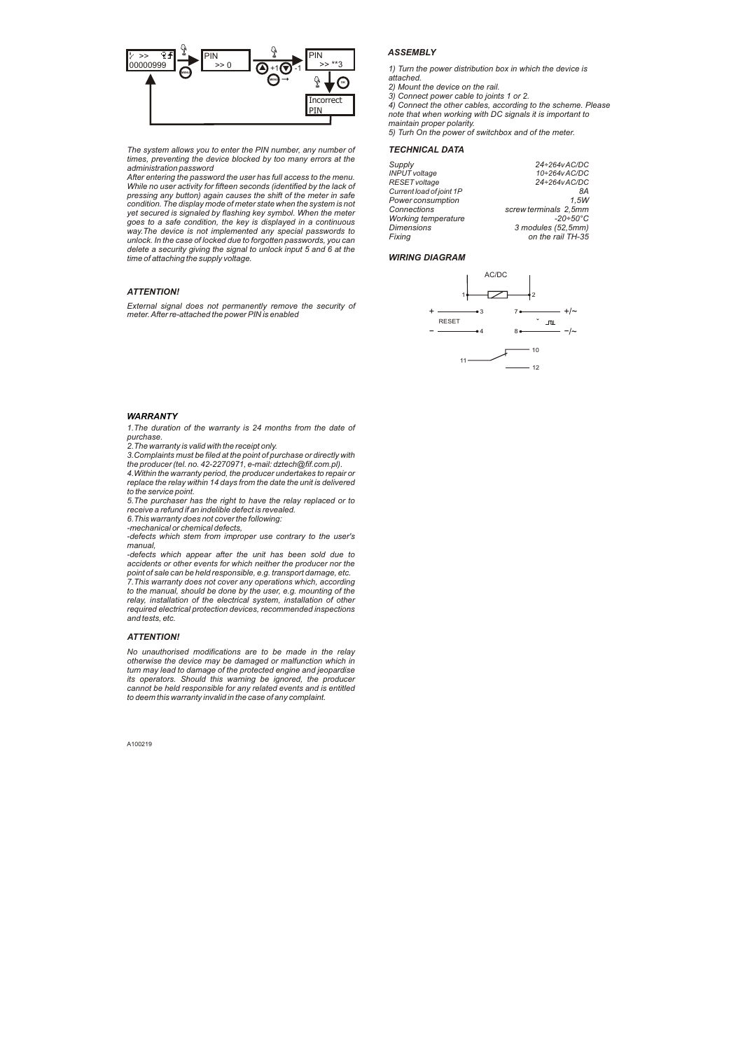PIN
>> 0

PIN
>> **3

00000999

+1 -1

Incorrect PIN

*The system allows you to enter the PIN number, any number of times, preventing the device blocked by too many errors at the administration password*

*After entering the password the user has full access to the menu. While no user activity for fifteen seconds (identified by the lack of pressing any button) again causes the shift of the meter in safe condition. The display mode of meter state when the system is not yet secured is signaled by flashing key symbol. When the meter goes to a safe condition, the key is displayed in a continuous way.The device is not implemented any special passwords to unlock. In the case of locked due to forgotten passwords, you can delete a security giving the signal to unlock input 5 and 6 at the time of attaching the supply voltage.*

### *ATTENTION!*

*External signal does not permanently remove the security of meter. After re-attached the power PIN is enabled*

### *ASSEMBLY*

*1) Turn the power distribution box in which the device is attached.*
*2) Mount the device on the rail.*
*3) Connect power cable to joints 1 or 2.*
*4) Connect the other cables, according to the scheme. Please note that when working with DC signals it is important to maintain proper polarity.*
*5) Turh On the power of switchbox and of the meter.*

### *TECHNICAL DATA*

| | |
|---|---|
| *Supply* | *24÷264v AC/DC* |
| *INPUT voltage* | *10÷264v AC/DC* |
| *RESET voltage* | *24÷264v AC/DC* |
| *Current load of joint 1P* | *8A* |
| *Power consumption* | *1,5W* |
| *Connections* | *screw terminals 2,5mm* |
| *Working temperature* | *-20÷50°C* |
| *Dimensions* | *3 modules (52,5mm)* |
| *Fixing* | *on the rail TH-35* |

### *WIRING DIAGRAM*

AC/DC
1 2
+ 3 RESET 4 −
7 +/~ 8 −/~
11 10 12

### *WARRANTY*

*1.The duration of the warranty is 24 months from the date of purchase.*
*2.The warranty is valid with the receipt only.*
*3.Complaints must be filed at the point of purchase or directly with the producer (tel. no. 42-2270971, e-mail: dztech@fif.com.pl).*
*4.Within the warranty period, the producer undertakes to repair or replace the relay within 14 days from the date the unit is delivered to the service point.*
*5.The purchaser has the right to have the relay replaced or to receive a refund if an indelible defect is revealed.*
*6.This warranty does not cover the following:*
*-mechanical or chemical defects,*
*-defects which stem from improper use contrary to the user's manual,*
*-defects which appear after the unit has been sold due to accidents or other events for which neither the producer nor the point of sale can be held responsible, e.g. transport damage, etc.*
*7.This warranty does not cover any operations which, according to the manual, should be done by the user, e.g. mounting of the relay, installation of the electrical system, installation of other required electrical protection devices, recommended inspections and tests, etc.*

### *ATTENTION!*

*No unauthorised modifications are to be made in the relay otherwise the device may be damaged or malfunction which in turn may lead to damage of the protected engine and jeopardise its operators. Should this warning be ignored, the producer cannot be held responsible for any related events and is entitled to deem this warranty invalid in the case of any complaint.*

A100219